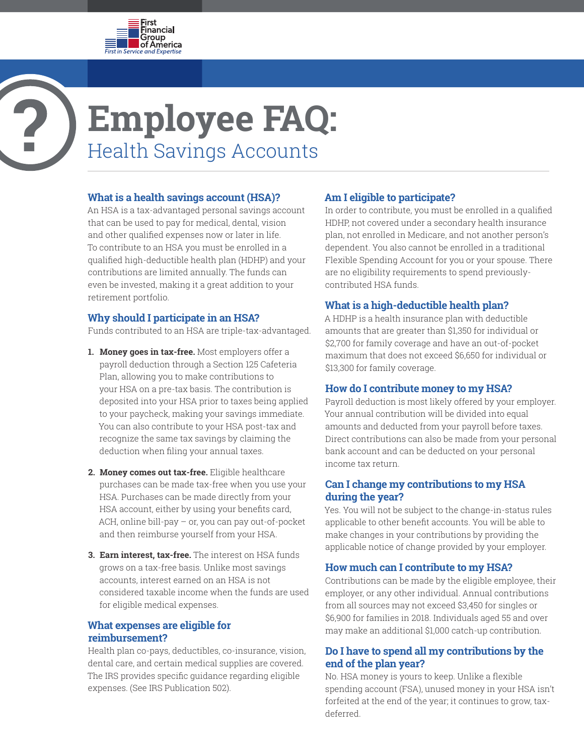First Financial Group of America
*First in Service and Expertise*

# Employee FAQ:
## Health Savings Accounts

### What is a health savings account (HSA)?

An HSA is a tax-advantaged personal savings account that can be used to pay for medical, dental, vision and other qualified expenses now or later in life. To contribute to an HSA you must be enrolled in a qualified high-deductible health plan (HDHP) and your contributions are limited annually. The funds can even be invested, making it a great addition to your retirement portfolio.

### Why should I participate in an HSA?

Funds contributed to an HSA are triple-tax-advantaged.

1. **Money goes in tax-free.** Most employers offer a payroll deduction through a Section 125 Cafeteria Plan, allowing you to make contributions to your HSA on a pre-tax basis. The contribution is deposited into your HSA prior to taxes being applied to your paycheck, making your savings immediate. You can also contribute to your HSA post-tax and recognize the same tax savings by claiming the deduction when filing your annual taxes.
2. **Money comes out tax-free.** Eligible healthcare purchases can be made tax-free when you use your HSA. Purchases can be made directly from your HSA account, either by using your benefits card, ACH, online bill-pay – or, you can pay out-of-pocket and then reimburse yourself from your HSA.
3. **Earn interest, tax-free.** The interest on HSA funds grows on a tax-free basis. Unlike most savings accounts, interest earned on an HSA is not considered taxable income when the funds are used for eligible medical expenses.

### What expenses are eligible for reimbursement?

Health plan co-pays, deductibles, co-insurance, vision, dental care, and certain medical supplies are covered. The IRS provides specific guidance regarding eligible expenses. (See IRS Publication 502).

### Am I eligible to participate?

In order to contribute, you must be enrolled in a qualified HDHP, not covered under a secondary health insurance plan, not enrolled in Medicare, and not another person's dependent. You also cannot be enrolled in a traditional Flexible Spending Account for you or your spouse. There are no eligibility requirements to spend previously-contributed HSA funds.

### What is a high-deductible health plan?

A HDHP is a health insurance plan with deductible amounts that are greater than $1,350 for individual or $2,700 for family coverage and have an out-of-pocket maximum that does not exceed $6,650 for individual or $13,300 for family coverage.

### How do I contribute money to my HSA?

Payroll deduction is most likely offered by your employer. Your annual contribution will be divided into equal amounts and deducted from your payroll before taxes. Direct contributions can also be made from your personal bank account and can be deducted on your personal income tax return.

### Can I change my contributions to my HSA during the year?

Yes. You will not be subject to the change-in-status rules applicable to other benefit accounts. You will be able to make changes in your contributions by providing the applicable notice of change provided by your employer.

### How much can I contribute to my HSA?

Contributions can be made by the eligible employee, their employer, or any other individual. Annual contributions from all sources may not exceed $3,450 for singles or $6,900 for families in 2018. Individuals aged 55 and over may make an additional $1,000 catch-up contribution.

### Do I have to spend all my contributions by the end of the plan year?

No. HSA money is yours to keep. Unlike a flexible spending account (FSA), unused money in your HSA isn't forfeited at the end of the year; it continues to grow, tax-deferred.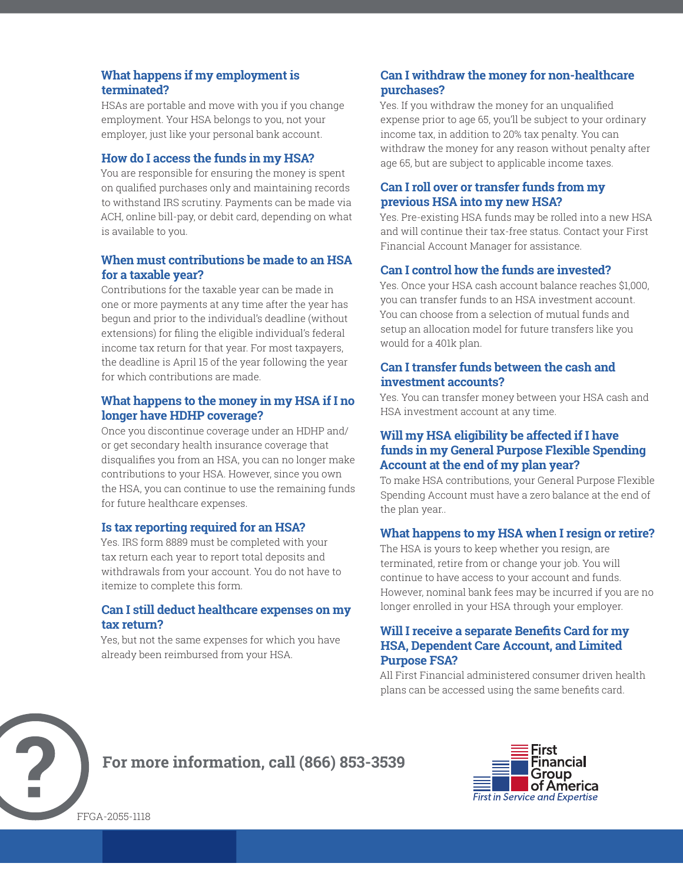### What happens if my employment is terminated?

HSAs are portable and move with you if you change employment. Your HSA belongs to you, not your employer, just like your personal bank account.

### How do I access the funds in my HSA?

You are responsible for ensuring the money is spent on qualified purchases only and maintaining records to withstand IRS scrutiny. Payments can be made via ACH, online bill-pay, or debit card, depending on what is available to you.

### When must contributions be made to an HSA for a taxable year?

Contributions for the taxable year can be made in one or more payments at any time after the year has begun and prior to the individual's deadline (without extensions) for filing the eligible individual's federal income tax return for that year. For most taxpayers, the deadline is April 15 of the year following the year for which contributions are made.

### What happens to the money in my HSA if I no longer have HDHP coverage?

Once you discontinue coverage under an HDHP and/or get secondary health insurance coverage that disqualifies you from an HSA, you can no longer make contributions to your HSA. However, since you own the HSA, you can continue to use the remaining funds for future healthcare expenses.

### Is tax reporting required for an HSA?

Yes. IRS form 8889 must be completed with your tax return each year to report total deposits and withdrawals from your account. You do not have to itemize to complete this form.

### Can I still deduct healthcare expenses on my tax return?

Yes, but not the same expenses for which you have already been reimbursed from your HSA.

### Can I withdraw the money for non-healthcare purchases?

Yes. If you withdraw the money for an unqualified expense prior to age 65, you'll be subject to your ordinary income tax, in addition to 20% tax penalty. You can withdraw the money for any reason without penalty after age 65, but are subject to applicable income taxes.

### Can I roll over or transfer funds from my previous HSA into my new HSA?

Yes. Pre-existing HSA funds may be rolled into a new HSA and will continue their tax-free status. Contact your First Financial Account Manager for assistance.

### Can I control how the funds are invested?

Yes. Once your HSA cash account balance reaches $1,000, you can transfer funds to an HSA investment account. You can choose from a selection of mutual funds and setup an allocation model for future transfers like you would for a 401k plan.

### Can I transfer funds between the cash and investment accounts?

Yes. You can transfer money between your HSA cash and HSA investment account at any time.

### Will my HSA eligibility be affected if I have funds in my General Purpose Flexible Spending Account at the end of my plan year?

To make HSA contributions, your General Purpose Flexible Spending Account must have a zero balance at the end of the plan year..

### What happens to my HSA when I resign or retire?

The HSA is yours to keep whether you resign, are terminated, retire from or change your job. You will continue to have access to your account and funds. However, nominal bank fees may be incurred if you are no longer enrolled in your HSA through your employer.

### Will I receive a separate Benefits Card for my HSA, Dependent Care Account, and Limited Purpose FSA?

All First Financial administered consumer driven health plans can be accessed using the same benefits card.

**For more information, call (866) 853-3539**

First Financial Group of America

*First in Service and Expertise*

FFGA-2055-1118